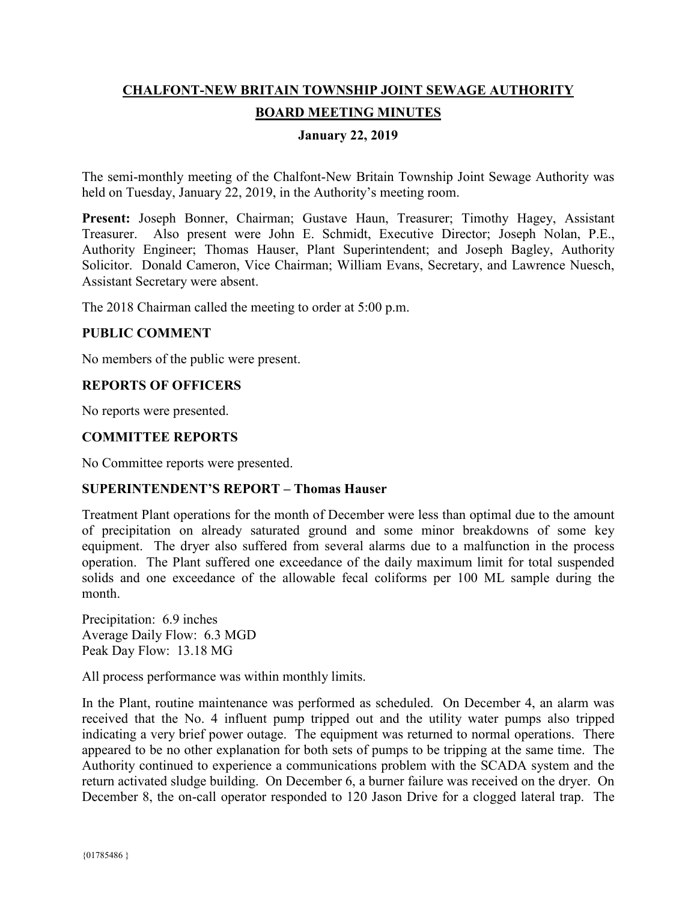# CHALFONT-NEW BRITAIN TOWNSHIP JOINT SEWAGE AUTHORITY

## BOARD MEETING MINUTES

**January 22, 2019**

The semi-monthly meeting of the Chalfont-New Britain Township Joint Sewage Authority was held on Tuesday, January 22, 2019, in the Authority's meeting room.

**Present:** Joseph Bonner, Chairman; Gustave Haun, Treasurer; Timothy Hagey, Assistant Treasurer. Also present were John E. Schmidt, Executive Director; Joseph Nolan, P.E., Authority Engineer; Thomas Hauser, Plant Superintendent; and Joseph Bagley, Authority Solicitor. Donald Cameron, Vice Chairman; William Evans, Secretary, and Lawrence Nuesch, Assistant Secretary were absent.

The 2018 Chairman called the meeting to order at 5:00 p.m.

### PUBLIC COMMENT

No members of the public were present.

### REPORTS OF OFFICERS

No reports were presented.

### COMMITTEE REPORTS

No Committee reports were presented.

### SUPERINTENDENT'S REPORT – Thomas Hauser

Treatment Plant operations for the month of December were less than optimal due to the amount of precipitation on already saturated ground and some minor breakdowns of some key equipment. The dryer also suffered from several alarms due to a malfunction in the process operation. The Plant suffered one exceedance of the daily maximum limit for total suspended solids and one exceedance of the allowable fecal coliforms per 100 ML sample during the month.

Precipitation: 6.9 inches
Average Daily Flow: 6.3 MGD
Peak Day Flow: 13.18 MG

All process performance was within monthly limits.

In the Plant, routine maintenance was performed as scheduled. On December 4, an alarm was received that the No. 4 influent pump tripped out and the utility water pumps also tripped indicating a very brief power outage. The equipment was returned to normal operations. There appeared to be no other explanation for both sets of pumps to be tripping at the same time. The Authority continued to experience a communications problem with the SCADA system and the return activated sludge building. On December 6, a burner failure was received on the dryer. On December 8, the on-call operator responded to 120 Jason Drive for a clogged lateral trap. The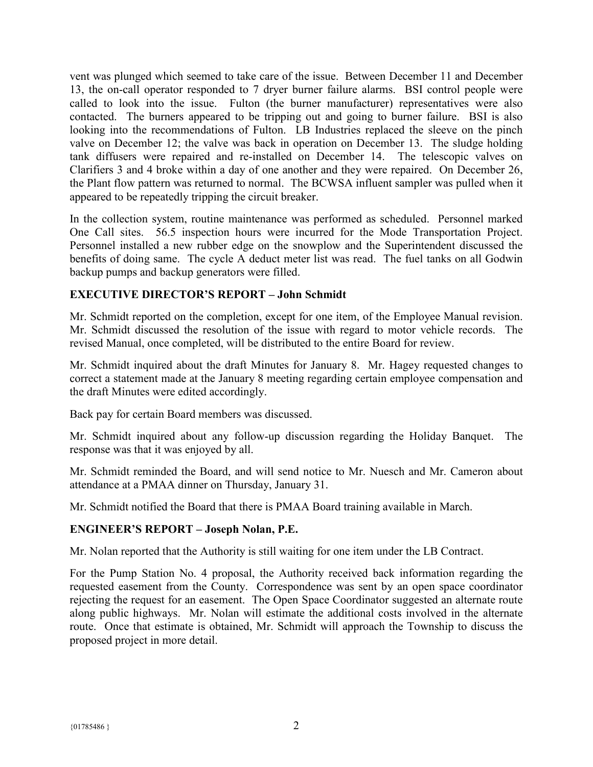vent was plunged which seemed to take care of the issue. Between December 11 and December 13, the on-call operator responded to 7 dryer burner failure alarms. BSI control people were called to look into the issue. Fulton (the burner manufacturer) representatives were also contacted. The burners appeared to be tripping out and going to burner failure. BSI is also looking into the recommendations of Fulton. LB Industries replaced the sleeve on the pinch valve on December 12; the valve was back in operation on December 13. The sludge holding tank diffusers were repaired and re-installed on December 14. The telescopic valves on Clarifiers 3 and 4 broke within a day of one another and they were repaired. On December 26, the Plant flow pattern was returned to normal. The BCWSA influent sampler was pulled when it appeared to be repeatedly tripping the circuit breaker.

In the collection system, routine maintenance was performed as scheduled. Personnel marked One Call sites. 56.5 inspection hours were incurred for the Mode Transportation Project. Personnel installed a new rubber edge on the snowplow and the Superintendent discussed the benefits of doing same. The cycle A deduct meter list was read. The fuel tanks on all Godwin backup pumps and backup generators were filled.

**EXECUTIVE DIRECTOR'S REPORT – John Schmidt**

Mr. Schmidt reported on the completion, except for one item, of the Employee Manual revision. Mr. Schmidt discussed the resolution of the issue with regard to motor vehicle records. The revised Manual, once completed, will be distributed to the entire Board for review.

Mr. Schmidt inquired about the draft Minutes for January 8. Mr. Hagey requested changes to correct a statement made at the January 8 meeting regarding certain employee compensation and the draft Minutes were edited accordingly.

Back pay for certain Board members was discussed.

Mr. Schmidt inquired about any follow-up discussion regarding the Holiday Banquet. The response was that it was enjoyed by all.

Mr. Schmidt reminded the Board, and will send notice to Mr. Nuesch and Mr. Cameron about attendance at a PMAA dinner on Thursday, January 31.

Mr. Schmidt notified the Board that there is PMAA Board training available in March.

**ENGINEER'S REPORT – Joseph Nolan, P.E.**

Mr. Nolan reported that the Authority is still waiting for one item under the LB Contract.

For the Pump Station No. 4 proposal, the Authority received back information regarding the requested easement from the County. Correspondence was sent by an open space coordinator rejecting the request for an easement. The Open Space Coordinator suggested an alternate route along public highways. Mr. Nolan will estimate the additional costs involved in the alternate route. Once that estimate is obtained, Mr. Schmidt will approach the Township to discuss the proposed project in more detail.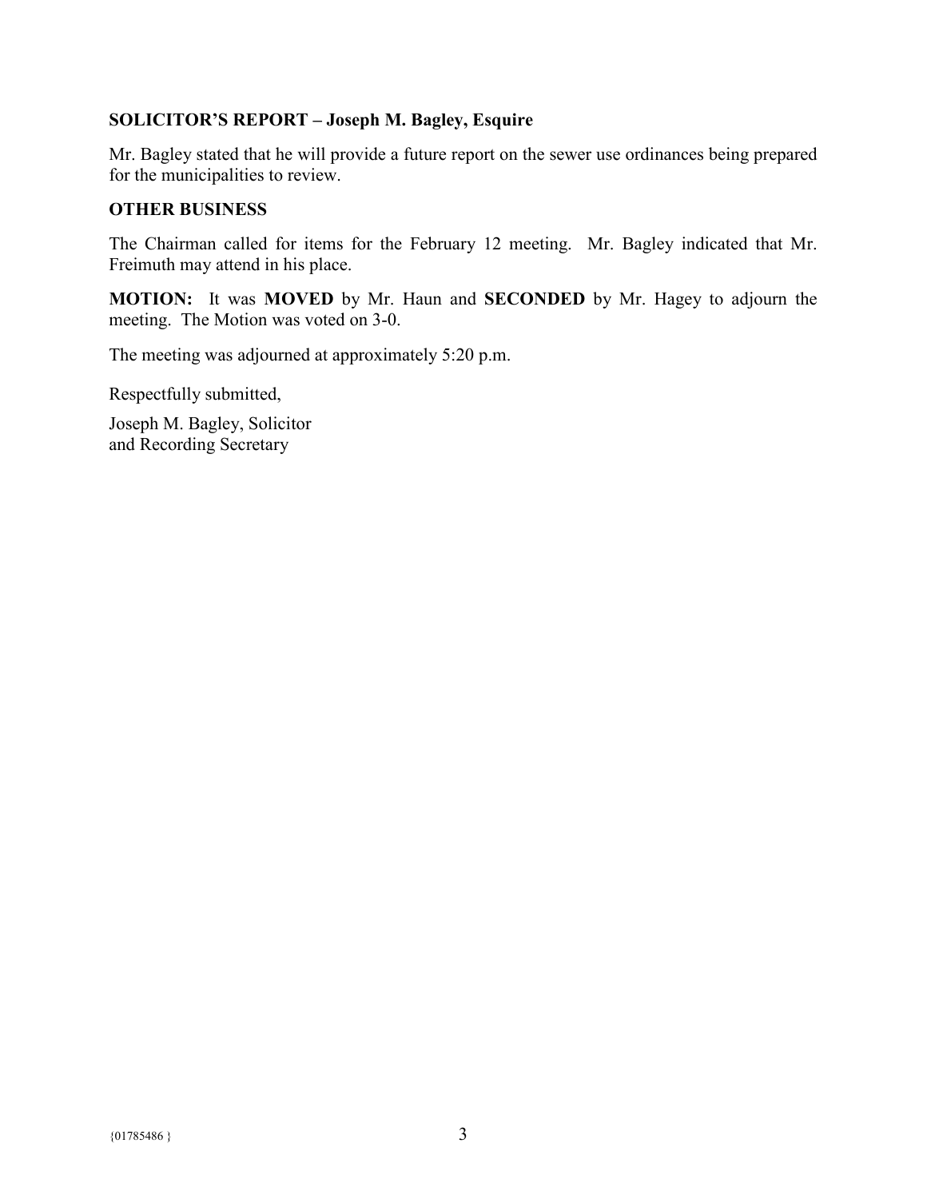**SOLICITOR'S REPORT – Joseph M. Bagley, Esquire**

Mr. Bagley stated that he will provide a future report on the sewer use ordinances being prepared for the municipalities to review.

**OTHER BUSINESS**

The Chairman called for items for the February 12 meeting. Mr. Bagley indicated that Mr. Freimuth may attend in his place.

**MOTION:** It was **MOVED** by Mr. Haun and **SECONDED** by Mr. Hagey to adjourn the meeting. The Motion was voted on 3-0.

The meeting was adjourned at approximately 5:20 p.m.

Respectfully submitted,

Joseph M. Bagley, Solicitor
and Recording Secretary

{01785486 }